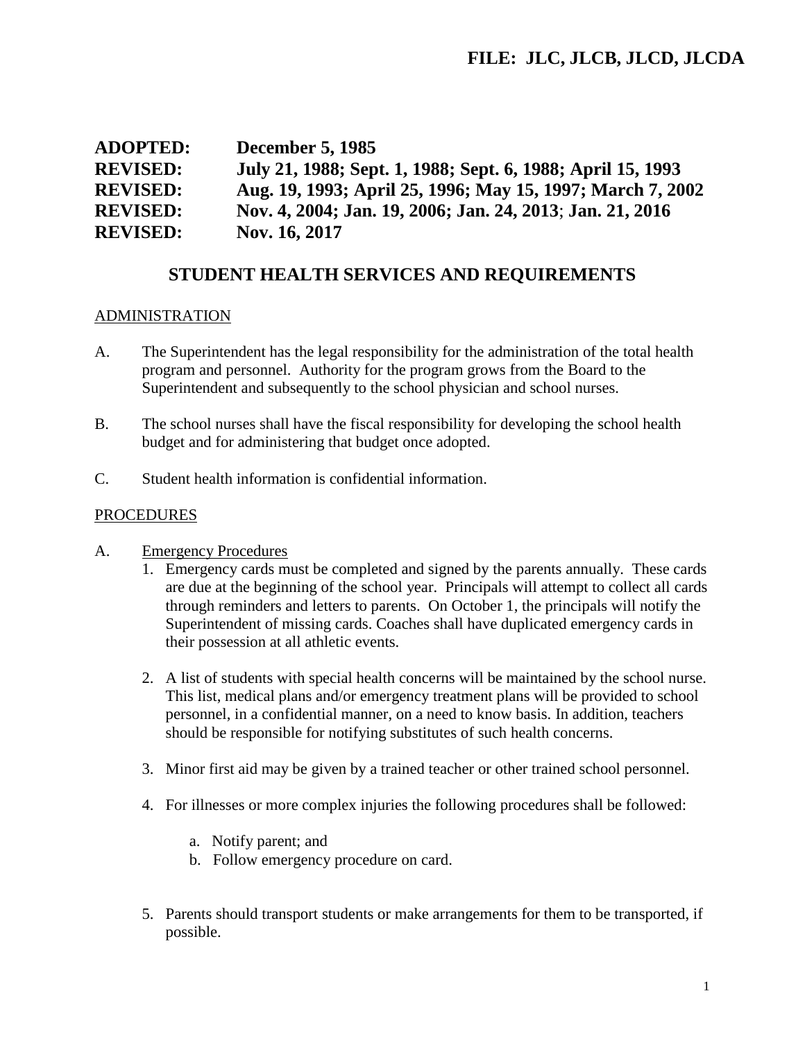**FILE: JLC, JLCB, JLCD, JLCDA**

**ADOPTED:** **December 5, 1985**
**REVISED:** **July 21, 1988; Sept. 1, 1988; Sept. 6, 1988; April 15, 1993**
**REVISED:** **Aug. 19, 1993; April 25, 1996; May 15, 1997; March 7, 2002**
**REVISED:** **Nov. 4, 2004; Jan. 19, 2006; Jan. 24, 2013; Jan. 21, 2016**
**REVISED:** **Nov. 16, 2017**

# STUDENT HEALTH SERVICES AND REQUIREMENTS

## ADMINISTRATION

A. The Superintendent has the legal responsibility for the administration of the total health program and personnel. Authority for the program grows from the Board to the Superintendent and subsequently to the school physician and school nurses.

B. The school nurses shall have the fiscal responsibility for developing the school health budget and for administering that budget once adopted.

C. Student health information is confidential information.

## PROCEDURES

A. Emergency Procedures

1. Emergency cards must be completed and signed by the parents annually. These cards are due at the beginning of the school year. Principals will attempt to collect all cards through reminders and letters to parents. On October 1, the principals will notify the Superintendent of missing cards. Coaches shall have duplicated emergency cards in their possession at all athletic events.

2. A list of students with special health concerns will be maintained by the school nurse. This list, medical plans and/or emergency treatment plans will be provided to school personnel, in a confidential manner, on a need to know basis. In addition, teachers should be responsible for notifying substitutes of such health concerns.

3. Minor first aid may be given by a trained teacher or other trained school personnel.

4. For illnesses or more complex injuries the following procedures shall be followed:

   a. Notify parent; and
   b. Follow emergency procedure on card.

5. Parents should transport students or make arrangements for them to be transported, if possible.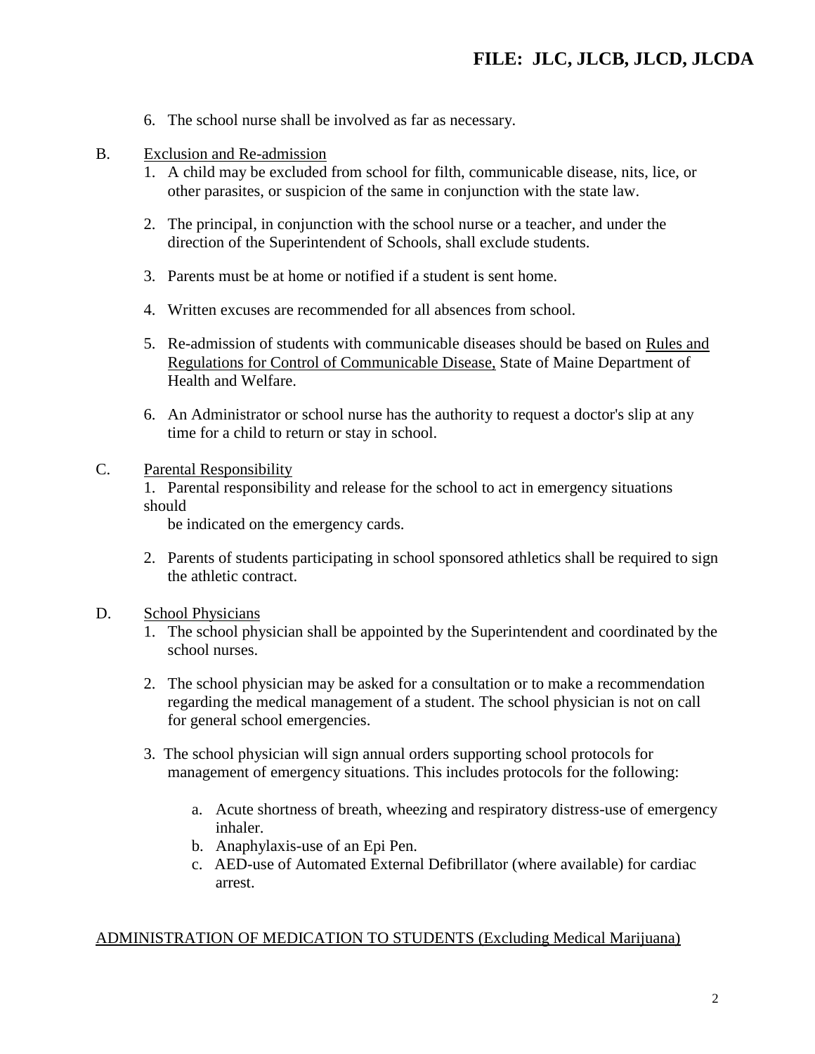6. The school nurse shall be involved as far as necessary.

B. Exclusion and Re-admission

1. A child may be excluded from school for filth, communicable disease, nits, lice, or other parasites, or suspicion of the same in conjunction with the state law.

2. The principal, in conjunction with the school nurse or a teacher, and under the direction of the Superintendent of Schools, shall exclude students.

3. Parents must be at home or notified if a student is sent home.

4. Written excuses are recommended for all absences from school.

5. Re-admission of students with communicable diseases should be based on Rules and Regulations for Control of Communicable Disease, State of Maine Department of Health and Welfare.

6. An Administrator or school nurse has the authority to request a doctor's slip at any time for a child to return or stay in school.

C. Parental Responsibility

1. Parental responsibility and release for the school to act in emergency situations should be indicated on the emergency cards.

2. Parents of students participating in school sponsored athletics shall be required to sign the athletic contract.

D. School Physicians

1. The school physician shall be appointed by the Superintendent and coordinated by the school nurses.

2. The school physician may be asked for a consultation or to make a recommendation regarding the medical management of a student. The school physician is not on call for general school emergencies.

3. The school physician will sign annual orders supporting school protocols for management of emergency situations. This includes protocols for the following:

   a. Acute shortness of breath, wheezing and respiratory distress-use of emergency inhaler.
   b. Anaphylaxis-use of an Epi Pen.
   c. AED-use of Automated External Defibrillator (where available) for cardiac arrest.

ADMINISTRATION OF MEDICATION TO STUDENTS (Excluding Medical Marijuana)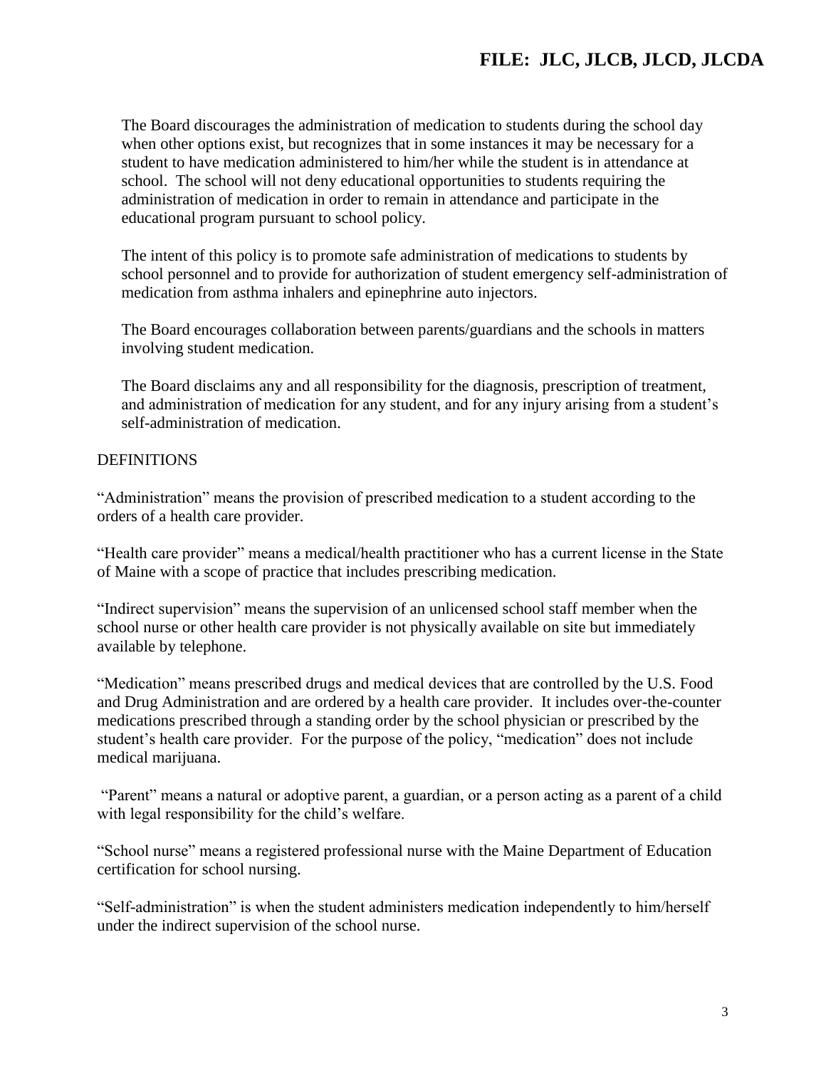The Board discourages the administration of medication to students during the school day when other options exist, but recognizes that in some instances it may be necessary for a student to have medication administered to him/her while the student is in attendance at school. The school will not deny educational opportunities to students requiring the administration of medication in order to remain in attendance and participate in the educational program pursuant to school policy.

The intent of this policy is to promote safe administration of medications to students by school personnel and to provide for authorization of student emergency self-administration of medication from asthma inhalers and epinephrine auto injectors.

The Board encourages collaboration between parents/guardians and the schools in matters involving student medication.

The Board disclaims any and all responsibility for the diagnosis, prescription of treatment, and administration of medication for any student, and for any injury arising from a student's self-administration of medication.

## DEFINITIONS

"Administration" means the provision of prescribed medication to a student according to the orders of a health care provider.

"Health care provider" means a medical/health practitioner who has a current license in the State of Maine with a scope of practice that includes prescribing medication.

"Indirect supervision" means the supervision of an unlicensed school staff member when the school nurse or other health care provider is not physically available on site but immediately available by telephone.

"Medication" means prescribed drugs and medical devices that are controlled by the U.S. Food and Drug Administration and are ordered by a health care provider. It includes over-the-counter medications prescribed through a standing order by the school physician or prescribed by the student's health care provider. For the purpose of the policy, "medication" does not include medical marijuana.

"Parent" means a natural or adoptive parent, a guardian, or a person acting as a parent of a child with legal responsibility for the child's welfare.

"School nurse" means a registered professional nurse with the Maine Department of Education certification for school nursing.

"Self-administration" is when the student administers medication independently to him/herself under the indirect supervision of the school nurse.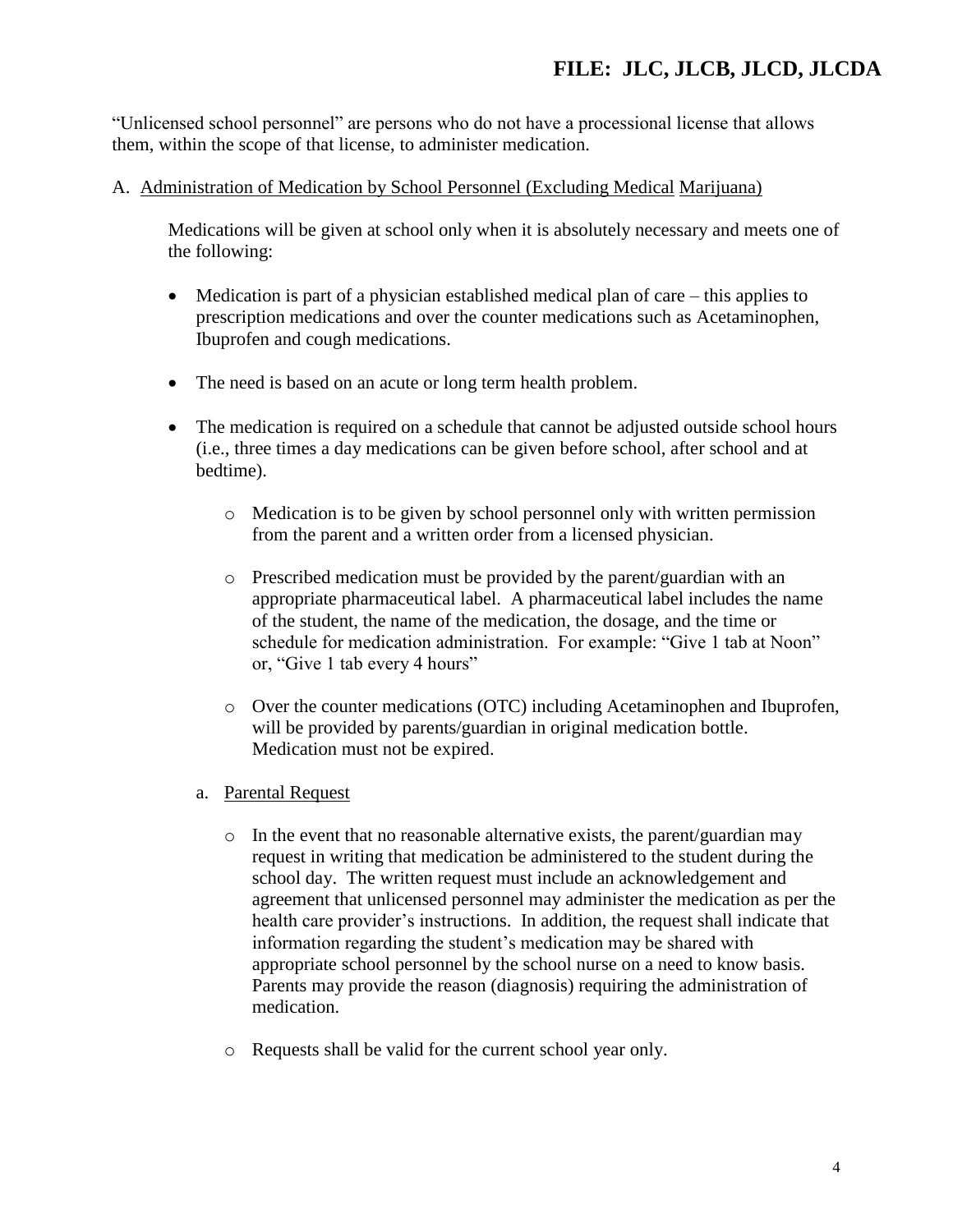"Unlicensed school personnel" are persons who do not have a processional license that allows them, within the scope of that license, to administer medication.

A. <u>Administration of Medication by School Personnel (Excluding Medical Marijuana)</u>

Medications will be given at school only when it is absolutely necessary and meets one of the following:

- Medication is part of a physician established medical plan of care – this applies to prescription medications and over the counter medications such as Acetaminophen, Ibuprofen and cough medications.

- The need is based on an acute or long term health problem.

- The medication is required on a schedule that cannot be adjusted outside school hours (i.e., three times a day medications can be given before school, after school and at bedtime).

  - Medication is to be given by school personnel only with written permission from the parent and a written order from a licensed physician.

  - Prescribed medication must be provided by the parent/guardian with an appropriate pharmaceutical label. A pharmaceutical label includes the name of the student, the name of the medication, the dosage, and the time or schedule for medication administration. For example: "Give 1 tab at Noon" or, "Give 1 tab every 4 hours"

  - Over the counter medications (OTC) including Acetaminophen and Ibuprofen, will be provided by parents/guardian in original medication bottle. Medication must not be expired.

a. <u>Parental Request</u>

  - In the event that no reasonable alternative exists, the parent/guardian may request in writing that medication be administered to the student during the school day. The written request must include an acknowledgement and agreement that unlicensed personnel may administer the medication as per the health care provider's instructions. In addition, the request shall indicate that information regarding the student's medication may be shared with appropriate school personnel by the school nurse on a need to know basis. Parents may provide the reason (diagnosis) requiring the administration of medication.

  - Requests shall be valid for the current school year only.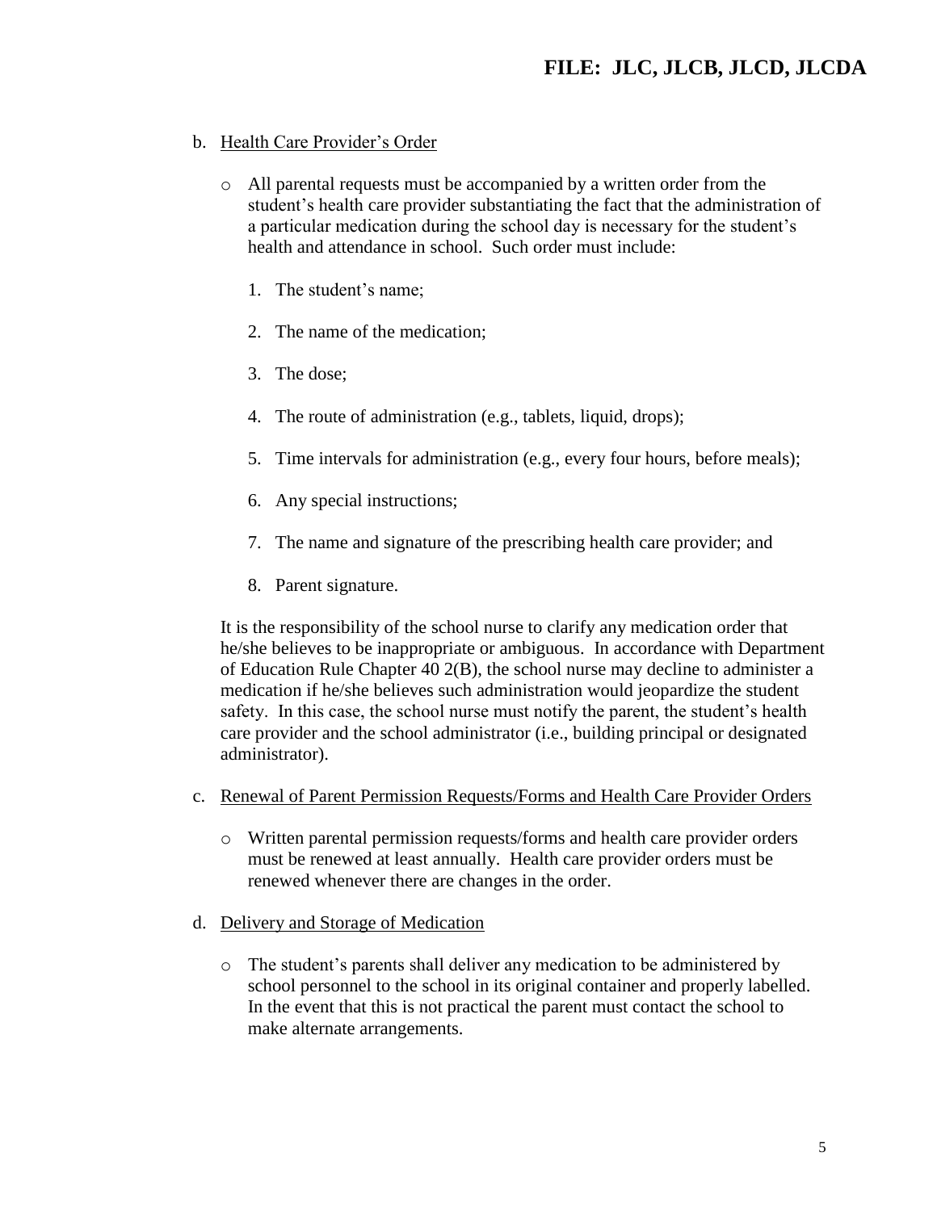b. Health Care Provider's Order

- All parental requests must be accompanied by a written order from the student's health care provider substantiating the fact that the administration of a particular medication during the school day is necessary for the student's health and attendance in school. Such order must include:

  1. The student's name;
  2. The name of the medication;
  3. The dose;
  4. The route of administration (e.g., tablets, liquid, drops);
  5. Time intervals for administration (e.g., every four hours, before meals);
  6. Any special instructions;
  7. The name and signature of the prescribing health care provider; and
  8. Parent signature.

It is the responsibility of the school nurse to clarify any medication order that he/she believes to be inappropriate or ambiguous. In accordance with Department of Education Rule Chapter 40 2(B), the school nurse may decline to administer a medication if he/she believes such administration would jeopardize the student safety. In this case, the school nurse must notify the parent, the student's health care provider and the school administrator (i.e., building principal or designated administrator).

c. Renewal of Parent Permission Requests/Forms and Health Care Provider Orders

- Written parental permission requests/forms and health care provider orders must be renewed at least annually. Health care provider orders must be renewed whenever there are changes in the order.

d. Delivery and Storage of Medication

- The student's parents shall deliver any medication to be administered by school personnel to the school in its original container and properly labelled. In the event that this is not practical the parent must contact the school to make alternate arrangements.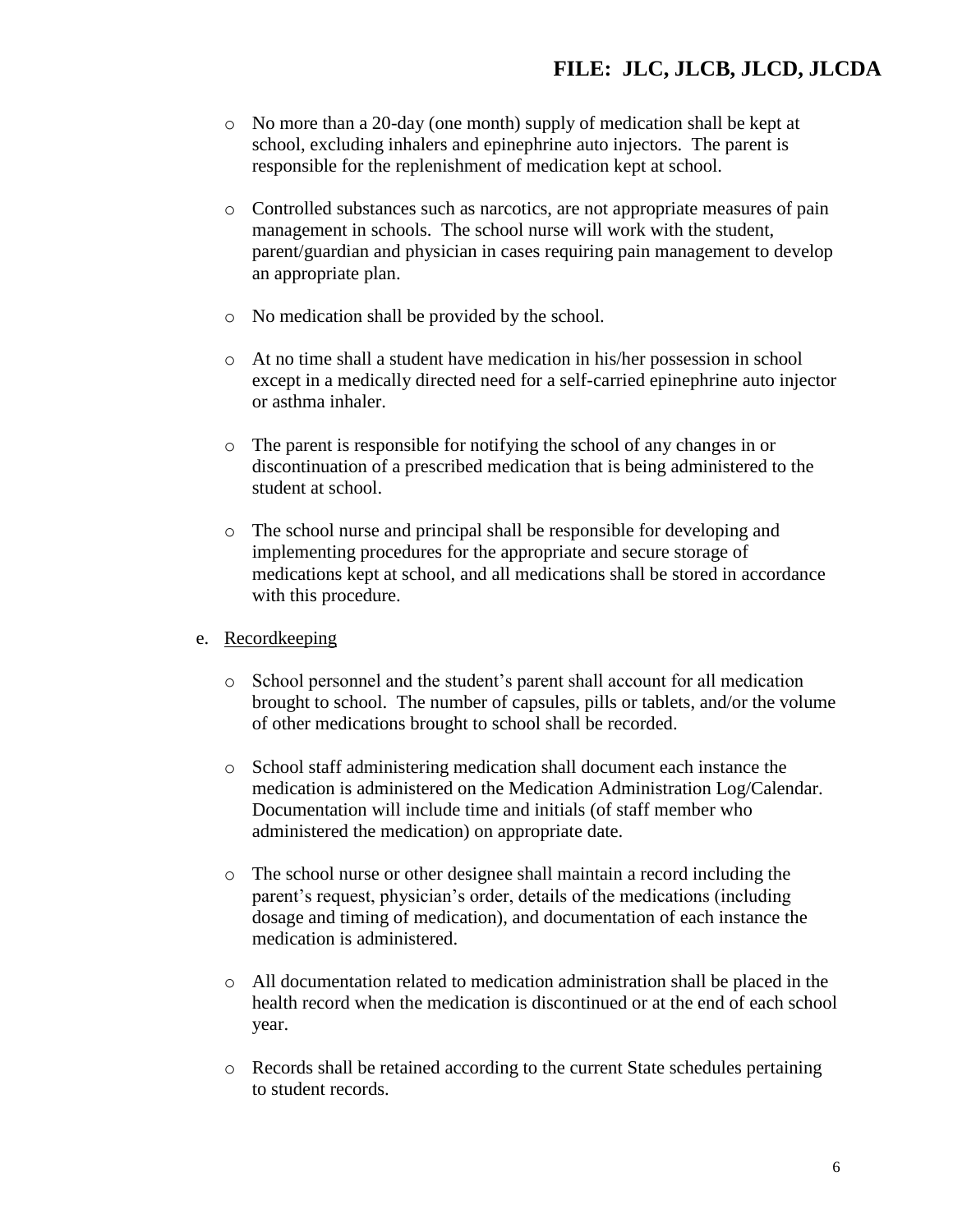- No more than a 20-day (one month) supply of medication shall be kept at school, excluding inhalers and epinephrine auto injectors. The parent is responsible for the replenishment of medication kept at school.

- Controlled substances such as narcotics, are not appropriate measures of pain management in schools. The school nurse will work with the student, parent/guardian and physician in cases requiring pain management to develop an appropriate plan.

- No medication shall be provided by the school.

- At no time shall a student have medication in his/her possession in school except in a medically directed need for a self-carried epinephrine auto injector or asthma inhaler.

- The parent is responsible for notifying the school of any changes in or discontinuation of a prescribed medication that is being administered to the student at school.

- The school nurse and principal shall be responsible for developing and implementing procedures for the appropriate and secure storage of medications kept at school, and all medications shall be stored in accordance with this procedure.

e. Recordkeeping

- School personnel and the student's parent shall account for all medication brought to school. The number of capsules, pills or tablets, and/or the volume of other medications brought to school shall be recorded.

- School staff administering medication shall document each instance the medication is administered on the Medication Administration Log/Calendar. Documentation will include time and initials (of staff member who administered the medication) on appropriate date.

- The school nurse or other designee shall maintain a record including the parent's request, physician's order, details of the medications (including dosage and timing of medication), and documentation of each instance the medication is administered.

- All documentation related to medication administration shall be placed in the health record when the medication is discontinued or at the end of each school year.

- Records shall be retained according to the current State schedules pertaining to student records.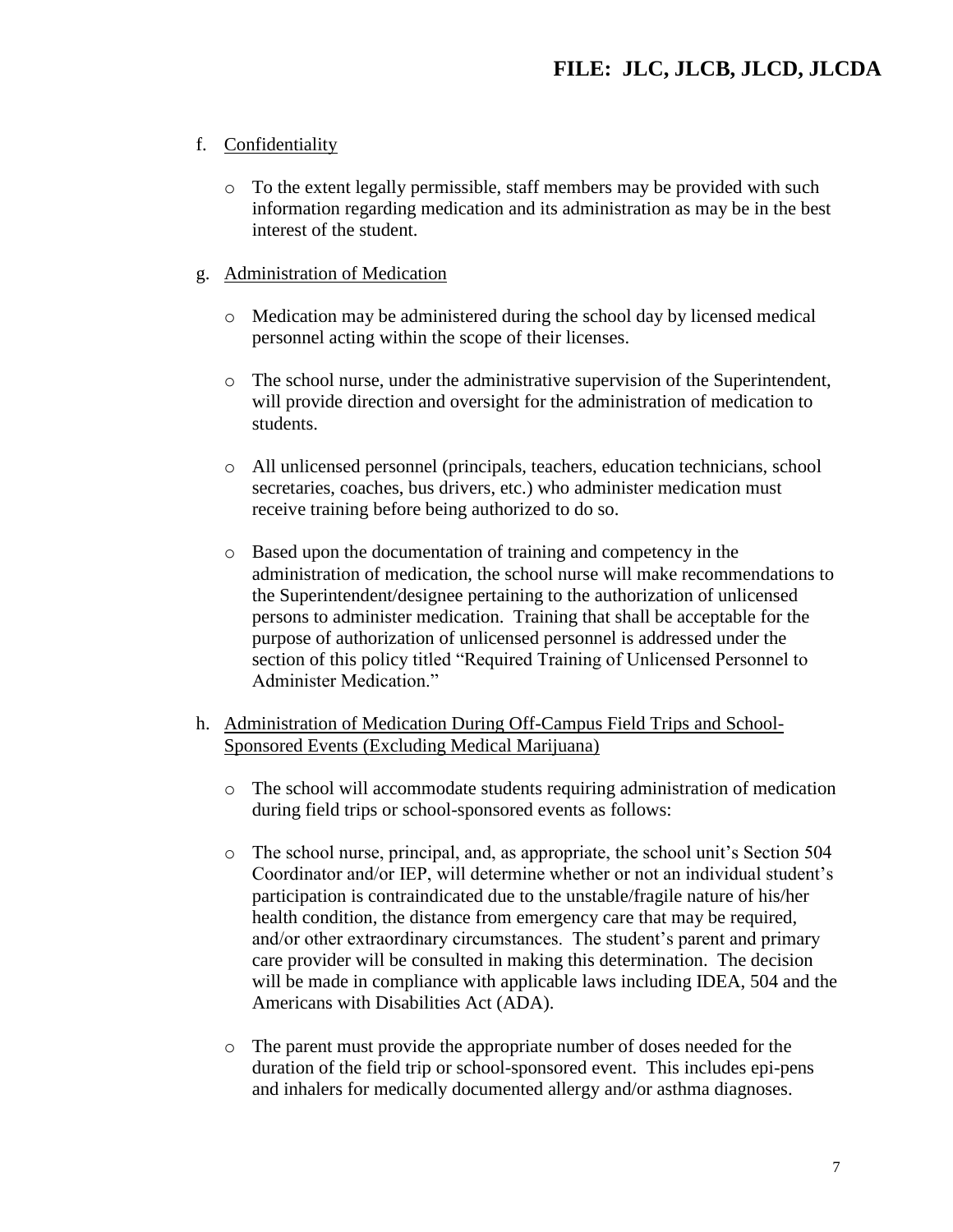f. Confidentiality

- To the extent legally permissible, staff members may be provided with such information regarding medication and its administration as may be in the best interest of the student.

g. Administration of Medication

- Medication may be administered during the school day by licensed medical personnel acting within the scope of their licenses.
- The school nurse, under the administrative supervision of the Superintendent, will provide direction and oversight for the administration of medication to students.
- All unlicensed personnel (principals, teachers, education technicians, school secretaries, coaches, bus drivers, etc.) who administer medication must receive training before being authorized to do so.
- Based upon the documentation of training and competency in the administration of medication, the school nurse will make recommendations to the Superintendent/designee pertaining to the authorization of unlicensed persons to administer medication. Training that shall be acceptable for the purpose of authorization of unlicensed personnel is addressed under the section of this policy titled "Required Training of Unlicensed Personnel to Administer Medication."

h. Administration of Medication During Off-Campus Field Trips and School-Sponsored Events (Excluding Medical Marijuana)

- The school will accommodate students requiring administration of medication during field trips or school-sponsored events as follows:
- The school nurse, principal, and, as appropriate, the school unit's Section 504 Coordinator and/or IEP, will determine whether or not an individual student's participation is contraindicated due to the unstable/fragile nature of his/her health condition, the distance from emergency care that may be required, and/or other extraordinary circumstances. The student's parent and primary care provider will be consulted in making this determination. The decision will be made in compliance with applicable laws including IDEA, 504 and the Americans with Disabilities Act (ADA).
- The parent must provide the appropriate number of doses needed for the duration of the field trip or school-sponsored event. This includes epi-pens and inhalers for medically documented allergy and/or asthma diagnoses.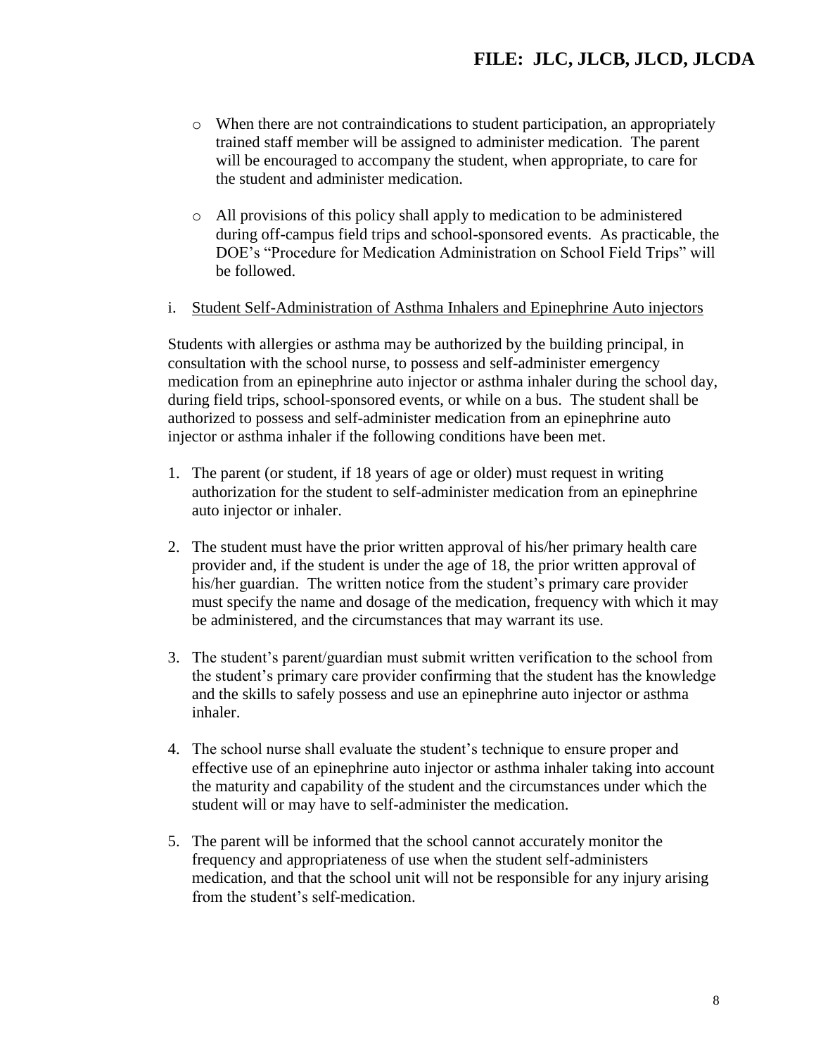- When there are not contraindications to student participation, an appropriately trained staff member will be assigned to administer medication. The parent will be encouraged to accompany the student, when appropriate, to care for the student and administer medication.

- All provisions of this policy shall apply to medication to be administered during off-campus field trips and school-sponsored events. As practicable, the DOE's "Procedure for Medication Administration on School Field Trips" will be followed.

i. <u>Student Self-Administration of Asthma Inhalers and Epinephrine Auto injectors</u>

Students with allergies or asthma may be authorized by the building principal, in consultation with the school nurse, to possess and self-administer emergency medication from an epinephrine auto injector or asthma inhaler during the school day, during field trips, school-sponsored events, or while on a bus. The student shall be authorized to possess and self-administer medication from an epinephrine auto injector or asthma inhaler if the following conditions have been met.

1. The parent (or student, if 18 years of age or older) must request in writing authorization for the student to self-administer medication from an epinephrine auto injector or inhaler.

2. The student must have the prior written approval of his/her primary health care provider and, if the student is under the age of 18, the prior written approval of his/her guardian. The written notice from the student's primary care provider must specify the name and dosage of the medication, frequency with which it may be administered, and the circumstances that may warrant its use.

3. The student's parent/guardian must submit written verification to the school from the student's primary care provider confirming that the student has the knowledge and the skills to safely possess and use an epinephrine auto injector or asthma inhaler.

4. The school nurse shall evaluate the student's technique to ensure proper and effective use of an epinephrine auto injector or asthma inhaler taking into account the maturity and capability of the student and the circumstances under which the student will or may have to self-administer the medication.

5. The parent will be informed that the school cannot accurately monitor the frequency and appropriateness of use when the student self-administers medication, and that the school unit will not be responsible for any injury arising from the student's self-medication.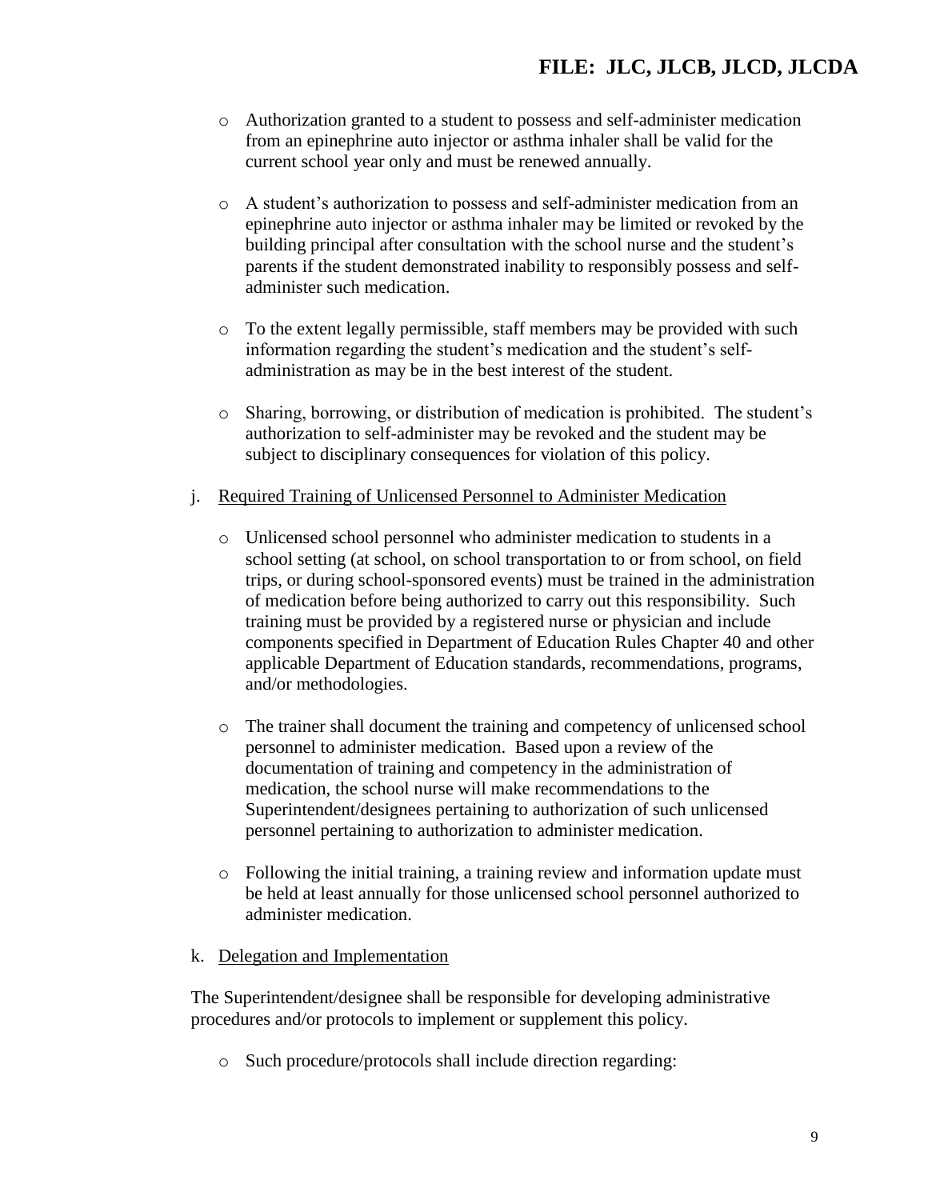- Authorization granted to a student to possess and self-administer medication from an epinephrine auto injector or asthma inhaler shall be valid for the current school year only and must be renewed annually.

- A student's authorization to possess and self-administer medication from an epinephrine auto injector or asthma inhaler may be limited or revoked by the building principal after consultation with the school nurse and the student's parents if the student demonstrated inability to responsibly possess and self-administer such medication.

- To the extent legally permissible, staff members may be provided with such information regarding the student's medication and the student's self-administration as may be in the best interest of the student.

- Sharing, borrowing, or distribution of medication is prohibited. The student's authorization to self-administer may be revoked and the student may be subject to disciplinary consequences for violation of this policy.

j. <u>Required Training of Unlicensed Personnel to Administer Medication</u>

- Unlicensed school personnel who administer medication to students in a school setting (at school, on school transportation to or from school, on field trips, or during school-sponsored events) must be trained in the administration of medication before being authorized to carry out this responsibility. Such training must be provided by a registered nurse or physician and include components specified in Department of Education Rules Chapter 40 and other applicable Department of Education standards, recommendations, programs, and/or methodologies.

- The trainer shall document the training and competency of unlicensed school personnel to administer medication. Based upon a review of the documentation of training and competency in the administration of medication, the school nurse will make recommendations to the Superintendent/designees pertaining to authorization of such unlicensed personnel pertaining to authorization to administer medication.

- Following the initial training, a training review and information update must be held at least annually for those unlicensed school personnel authorized to administer medication.

k. <u>Delegation and Implementation</u>

The Superintendent/designee shall be responsible for developing administrative procedures and/or protocols to implement or supplement this policy.

- Such procedure/protocols shall include direction regarding: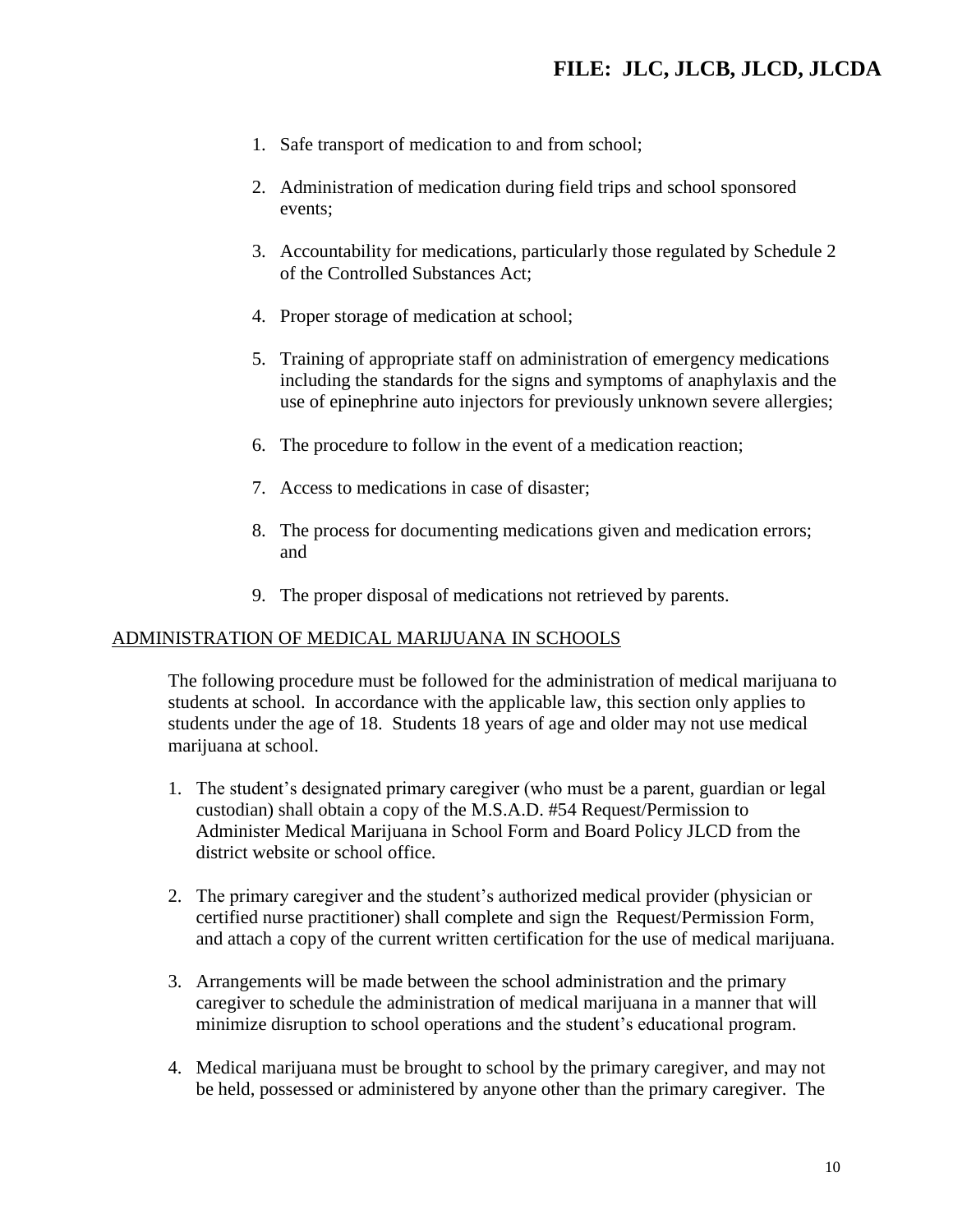1. Safe transport of medication to and from school;

2. Administration of medication during field trips and school sponsored events;

3. Accountability for medications, particularly those regulated by Schedule 2 of the Controlled Substances Act;

4. Proper storage of medication at school;

5. Training of appropriate staff on administration of emergency medications including the standards for the signs and symptoms of anaphylaxis and the use of epinephrine auto injectors for previously unknown severe allergies;

6. The procedure to follow in the event of a medication reaction;

7. Access to medications in case of disaster;

8. The process for documenting medications given and medication errors; and

9. The proper disposal of medications not retrieved by parents.

## ADMINISTRATION OF MEDICAL MARIJUANA IN SCHOOLS

The following procedure must be followed for the administration of medical marijuana to students at school. In accordance with the applicable law, this section only applies to students under the age of 18. Students 18 years of age and older may not use medical marijuana at school.

1. The student's designated primary caregiver (who must be a parent, guardian or legal custodian) shall obtain a copy of the M.S.A.D. #54 Request/Permission to Administer Medical Marijuana in School Form and Board Policy JLCD from the district website or school office.

2. The primary caregiver and the student's authorized medical provider (physician or certified nurse practitioner) shall complete and sign the Request/Permission Form, and attach a copy of the current written certification for the use of medical marijuana.

3. Arrangements will be made between the school administration and the primary caregiver to schedule the administration of medical marijuana in a manner that will minimize disruption to school operations and the student's educational program.

4. Medical marijuana must be brought to school by the primary caregiver, and may not be held, possessed or administered by anyone other than the primary caregiver. The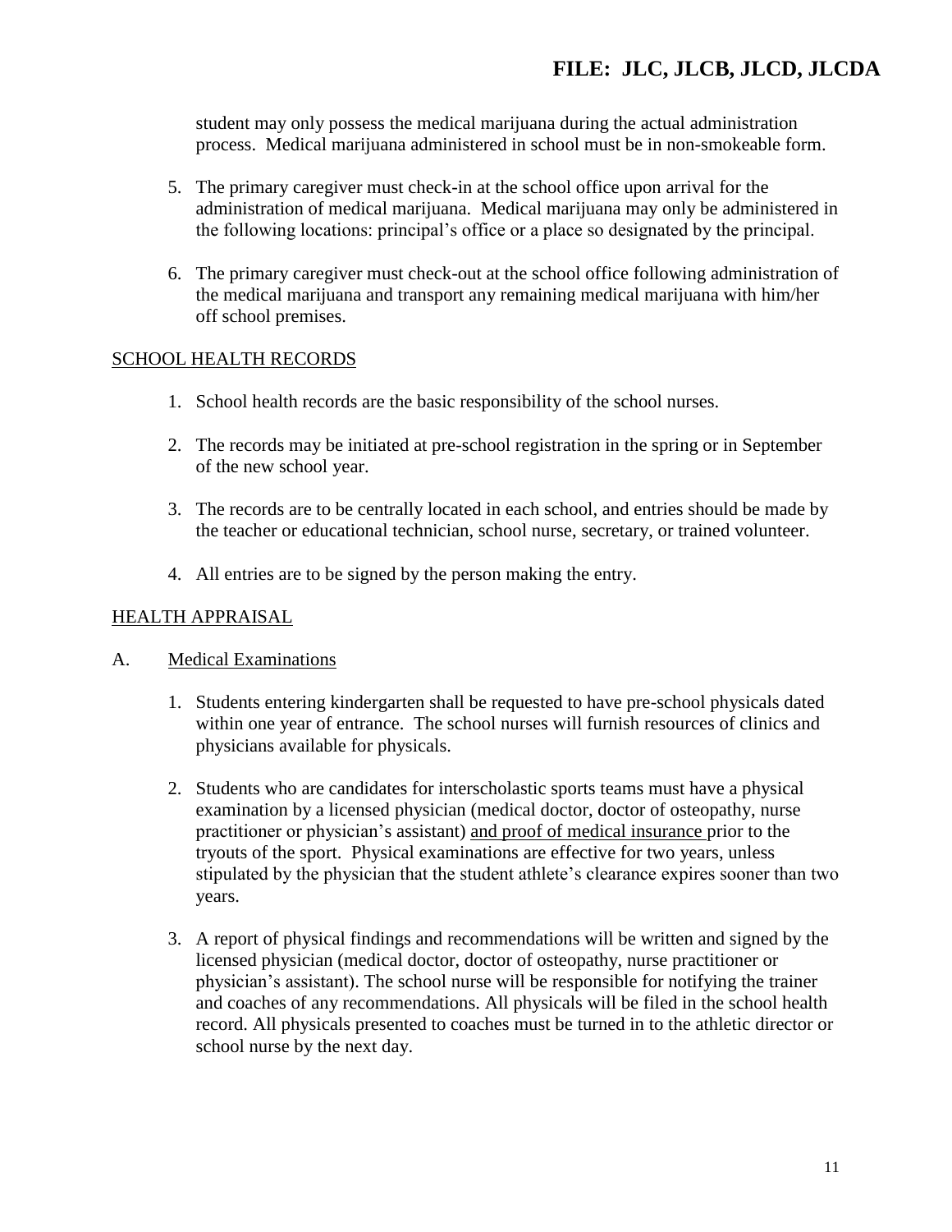student may only possess the medical marijuana during the actual administration process. Medical marijuana administered in school must be in non-smokeable form.

5. The primary caregiver must check-in at the school office upon arrival for the administration of medical marijuana. Medical marijuana may only be administered in the following locations: principal's office or a place so designated by the principal.

6. The primary caregiver must check-out at the school office following administration of the medical marijuana and transport any remaining medical marijuana with him/her off school premises.

## SCHOOL HEALTH RECORDS

1. School health records are the basic responsibility of the school nurses.

2. The records may be initiated at pre-school registration in the spring or in September of the new school year.

3. The records are to be centrally located in each school, and entries should be made by the teacher or educational technician, school nurse, secretary, or trained volunteer.

4. All entries are to be signed by the person making the entry.

## HEALTH APPRAISAL

### A. Medical Examinations

1. Students entering kindergarten shall be requested to have pre-school physicals dated within one year of entrance. The school nurses will furnish resources of clinics and physicians available for physicals.

2. Students who are candidates for interscholastic sports teams must have a physical examination by a licensed physician (medical doctor, doctor of osteopathy, nurse practitioner or physician's assistant) and proof of medical insurance prior to the tryouts of the sport. Physical examinations are effective for two years, unless stipulated by the physician that the student athlete's clearance expires sooner than two years.

3. A report of physical findings and recommendations will be written and signed by the licensed physician (medical doctor, doctor of osteopathy, nurse practitioner or physician's assistant). The school nurse will be responsible for notifying the trainer and coaches of any recommendations. All physicals will be filed in the school health record. All physicals presented to coaches must be turned in to the athletic director or school nurse by the next day.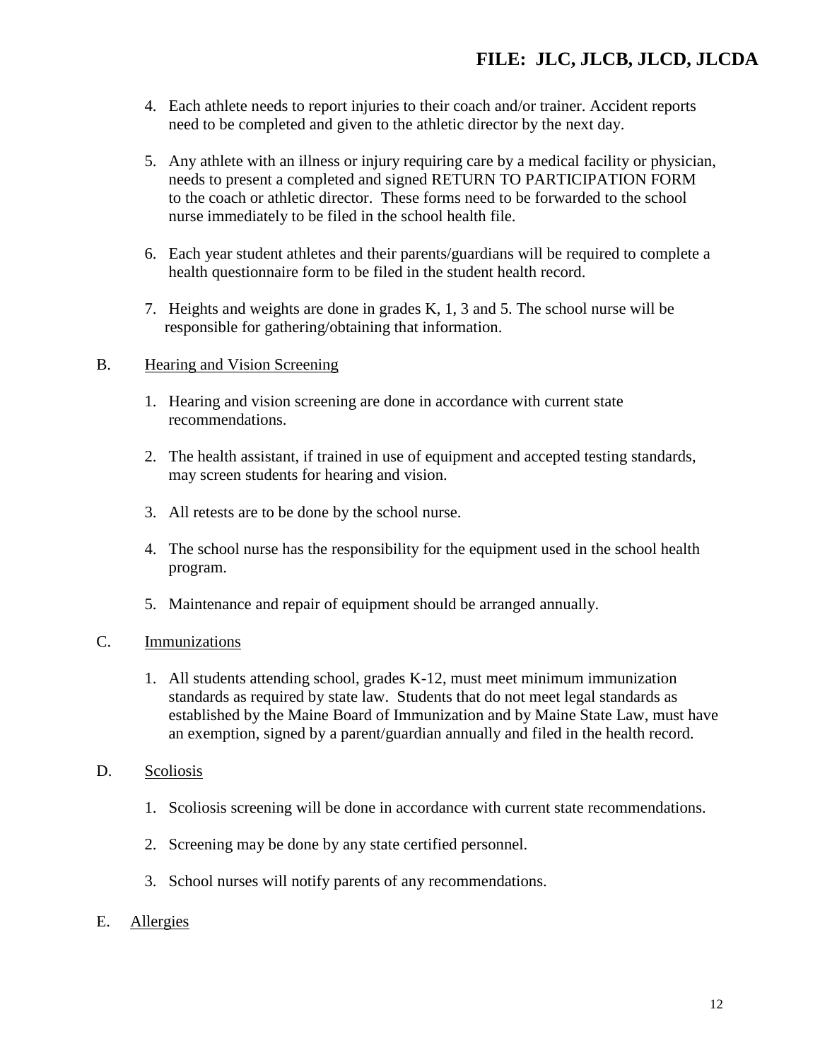4. Each athlete needs to report injuries to their coach and/or trainer. Accident reports need to be completed and given to the athletic director by the next day.

5. Any athlete with an illness or injury requiring care by a medical facility or physician, needs to present a completed and signed RETURN TO PARTICIPATION FORM to the coach or athletic director. These forms need to be forwarded to the school nurse immediately to be filed in the school health file.

6. Each year student athletes and their parents/guardians will be required to complete a health questionnaire form to be filed in the student health record.

7. Heights and weights are done in grades K, 1, 3 and 5. The school nurse will be responsible for gathering/obtaining that information.

B. <u>Hearing and Vision Screening</u>

1. Hearing and vision screening are done in accordance with current state recommendations.

2. The health assistant, if trained in use of equipment and accepted testing standards, may screen students for hearing and vision.

3. All retests are to be done by the school nurse.

4. The school nurse has the responsibility for the equipment used in the school health program.

5. Maintenance and repair of equipment should be arranged annually.

C. <u>Immunizations</u>

1. All students attending school, grades K-12, must meet minimum immunization standards as required by state law. Students that do not meet legal standards as established by the Maine Board of Immunization and by Maine State Law, must have an exemption, signed by a parent/guardian annually and filed in the health record.

D. <u>Scoliosis</u>

1. Scoliosis screening will be done in accordance with current state recommendations.

2. Screening may be done by any state certified personnel.

3. School nurses will notify parents of any recommendations.

E. <u>Allergies</u>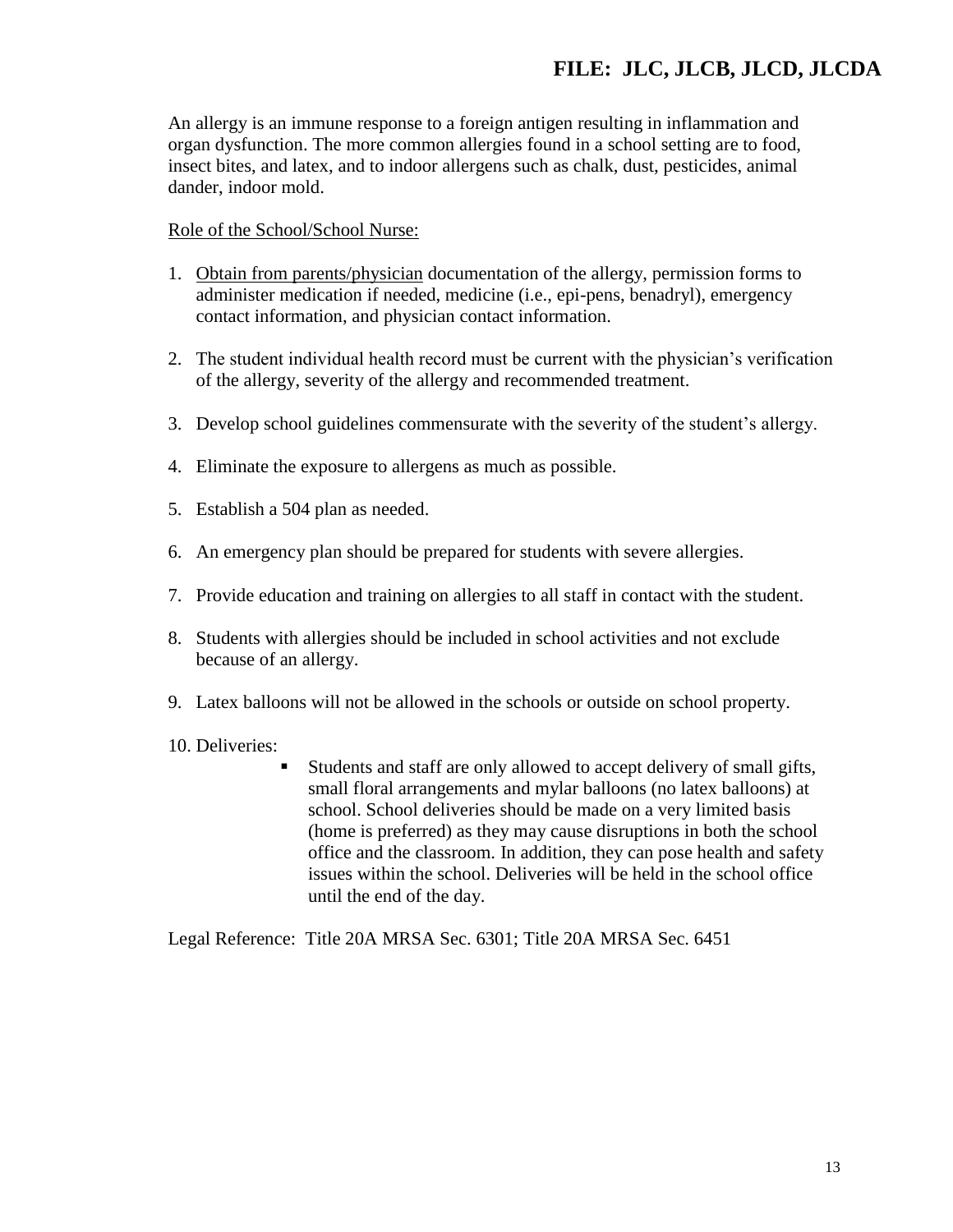An allergy is an immune response to a foreign antigen resulting in inflammation and organ dysfunction. The more common allergies found in a school setting are to food, insect bites, and latex, and to indoor allergens such as chalk, dust, pesticides, animal dander, indoor mold.

Role of the School/School Nurse:

1. Obtain from parents/physician documentation of the allergy, permission forms to administer medication if needed, medicine (i.e., epi-pens, benadryl), emergency contact information, and physician contact information.

2. The student individual health record must be current with the physician's verification of the allergy, severity of the allergy and recommended treatment.

3. Develop school guidelines commensurate with the severity of the student's allergy.

4. Eliminate the exposure to allergens as much as possible.

5. Establish a 504 plan as needed.

6. An emergency plan should be prepared for students with severe allergies.

7. Provide education and training on allergies to all staff in contact with the student.

8. Students with allergies should be included in school activities and not exclude because of an allergy.

9. Latex balloons will not be allowed in the schools or outside on school property.

10. Deliveries:
    - Students and staff are only allowed to accept delivery of small gifts, small floral arrangements and mylar balloons (no latex balloons) at school. School deliveries should be made on a very limited basis (home is preferred) as they may cause disruptions in both the school office and the classroom. In addition, they can pose health and safety issues within the school. Deliveries will be held in the school office until the end of the day.

Legal Reference: Title 20A MRSA Sec. 6301; Title 20A MRSA Sec. 6451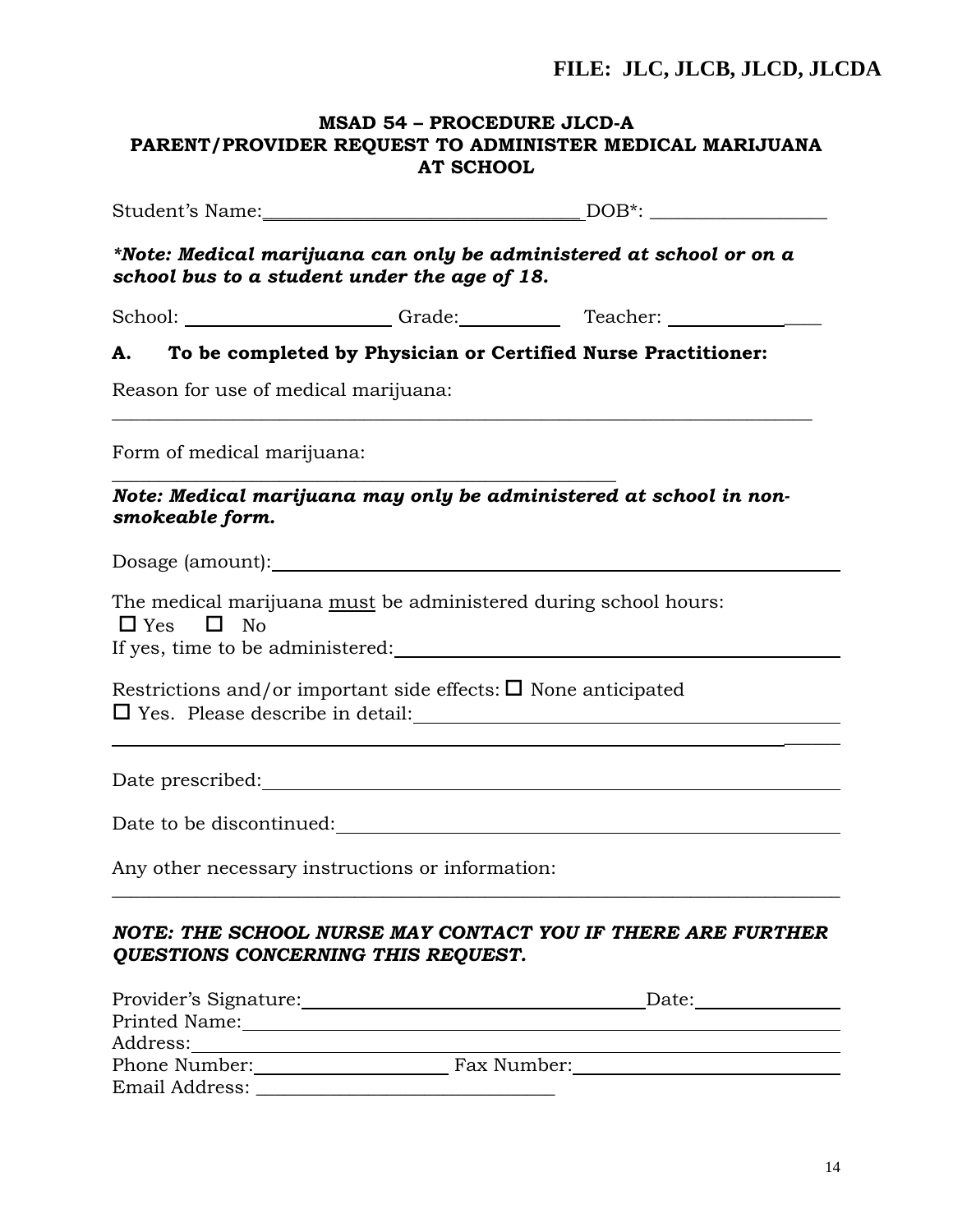**FILE: JLC, JLCB, JLCD, JLCDA**

## MSAD 54 – PROCEDURE JLCD-A
## PARENT/PROVIDER REQUEST TO ADMINISTER MEDICAL MARIJUANA AT SCHOOL

Student's Name:________________________________ DOB*: ________________

***Note: Medical marijuana can only be administered at school or on a school bus to a student under the age of 18.***

School: ____________________ Grade:__________ Teacher: ______________

**A. To be completed by Physician or Certified Nurse Practitioner:**

Reason for use of medical marijuana:
___________________________________________________________________________

Form of medical marijuana:
_______________________________________________

***Note: Medical marijuana may only be administered at school in non-smokeable form.***

Dosage (amount):____________________________________________________

The medical marijuana must be administered during school hours:
☐ Yes ☐ No
If yes, time to be administered:______________________________________

Restrictions and/or important side effects: ☐ None anticipated
☐ Yes. Please describe in detail:_____________________________________
___________________________________________________________________________

Date prescribed:______________________________________________________

Date to be discontinued:_______________________________________________

Any other necessary instructions or information:
___________________________________________________________________________

***NOTE: THE SCHOOL NURSE MAY CONTACT YOU IF THERE ARE FURTHER QUESTIONS CONCERNING THIS REQUEST.***

Provider's Signature:_______________________________ Date:_____________
Printed Name:_________________________________________________________
Address:______________________________________________________________
Phone Number:__________________ Fax Number:___________________________
Email Address: ______________________________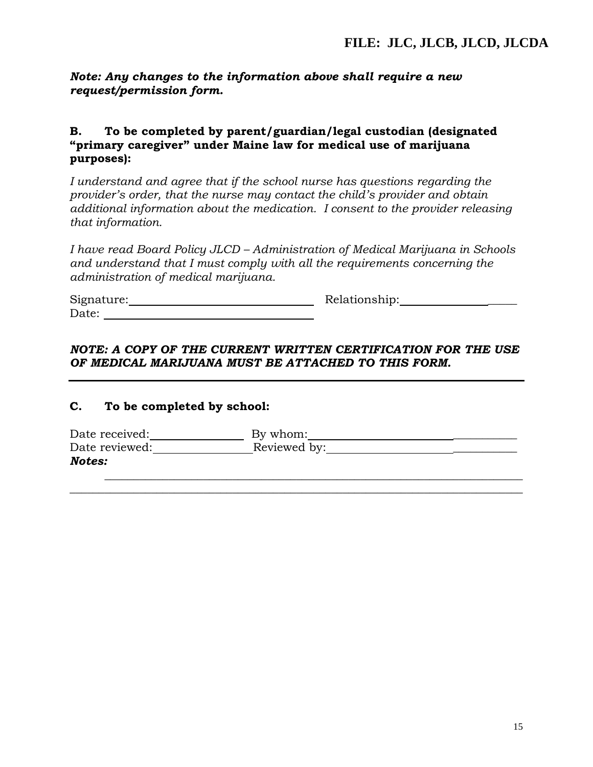*Note: Any changes to the information above shall require a new request/permission form.*

**B. To be completed by parent/guardian/legal custodian (designated "primary caregiver" under Maine law for medical use of marijuana purposes):**

*I understand and agree that if the school nurse has questions regarding the provider's order, that the nurse may contact the child's provider and obtain additional information about the medication. I consent to the provider releasing that information.*

*I have read Board Policy JLCD – Administration of Medical Marijuana in Schools and understand that I must comply with all the requirements concerning the administration of medical marijuana.*

Signature:\_\_\_\_\_\_\_\_\_\_\_\_\_\_\_\_\_\_\_\_\_\_\_\_\_\_\_\_\_\_ Relationship:\_\_\_\_\_\_\_\_\_\_\_\_\_\_\_\_\_\_\_\_

Date: \_\_\_\_\_\_\_\_\_\_\_\_\_\_\_\_\_\_\_\_\_\_\_\_\_\_\_\_\_\_\_\_

***NOTE: A COPY OF THE CURRENT WRITTEN CERTIFICATION FOR THE USE OF MEDICAL MARIJUANA MUST BE ATTACHED TO THIS FORM.***

---

**C. To be completed by school:**

Date received:\_\_\_\_\_\_\_\_\_\_\_\_\_\_\_\_ By whom:\_\_\_\_\_\_\_\_\_\_\_\_\_\_\_\_\_\_\_\_\_\_\_\_\_\_\_\_\_\_\_\_\_\_

Date reviewed:\_\_\_\_\_\_\_\_\_\_\_\_\_\_\_\_ Reviewed by:\_\_\_\_\_\_\_\_\_\_\_\_\_\_\_\_\_\_\_\_\_\_\_\_\_\_\_\_\_\_\_

***Notes:***

\_\_\_\_\_\_\_\_\_\_\_\_\_\_\_\_\_\_\_\_\_\_\_\_\_\_\_\_\_\_\_\_\_\_\_\_\_\_\_\_\_\_\_\_\_\_\_\_\_\_\_\_\_\_\_\_\_\_\_\_\_\_\_\_\_\_\_\_\_\_

\_\_\_\_\_\_\_\_\_\_\_\_\_\_\_\_\_\_\_\_\_\_\_\_\_\_\_\_\_\_\_\_\_\_\_\_\_\_\_\_\_\_\_\_\_\_\_\_\_\_\_\_\_\_\_\_\_\_\_\_\_\_\_\_\_\_\_\_\_\_\_\_\_\_\_\_